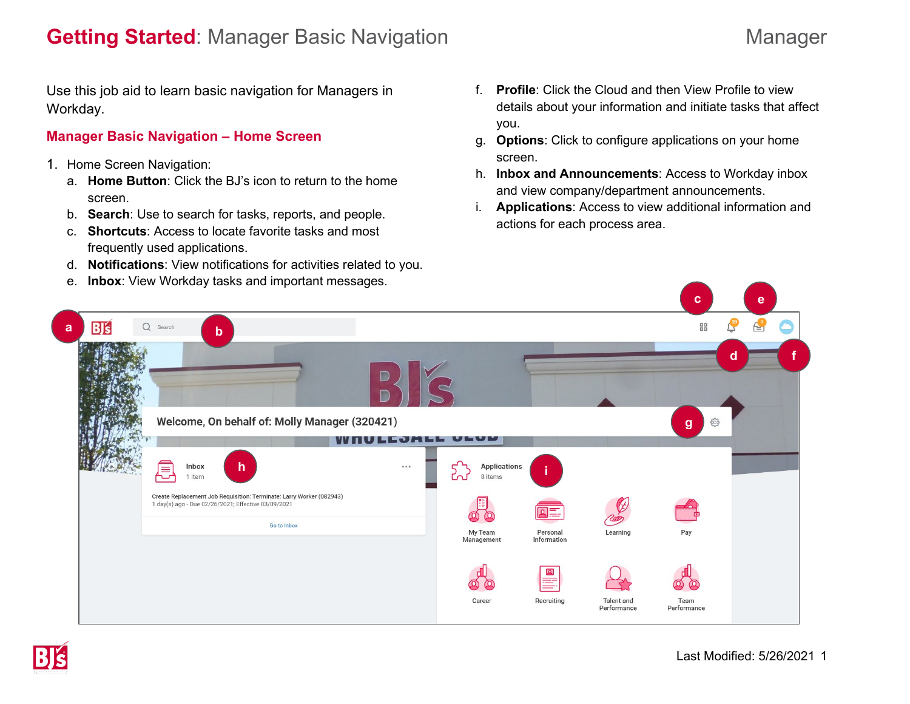# **Getting Started**: Manager Basic Navigation

Manager

Use this job aid to learn basic navigation for Managers in Workday.

## Manager Basic Navigation – Home Screen

1. Home Screen Navigation:
   a. **Home Button**: Click the BJ's icon to return to the home screen.
   b. **Search**: Use to search for tasks, reports, and people.
   c. **Shortcuts**: Access to locate favorite tasks and most frequently used applications.
   d. **Notifications**: View notifications for activities related to you.
   e. **Inbox**: View Workday tasks and important messages.
   f. **Profile**: Click the Cloud and then View Profile to view details about your information and initiate tasks that affect you.
   g. **Options**: Click to configure applications on your home screen.
   h. **Inbox and Announcements**: Access to Workday inbox and view company/department announcements.
   i. **Applications**: Access to view additional information and actions for each process area.

a
b
c
d
e
f
g
h
i

Search

Welcome, On behalf of: Molly Manager (320421)

Inbox
1 item

Create Replacement Job Requisition: Terminate: Larry Worker (082943)
1 day(s) ago - Due 02/26/2021; Effective 03/09/2021

Go to Inbox

Applications
8 items

My Team Management
Personal Information
Learning
Pay
Career
Recruiting
Talent and Performance
Team Performance

Last Modified: 5/26/2021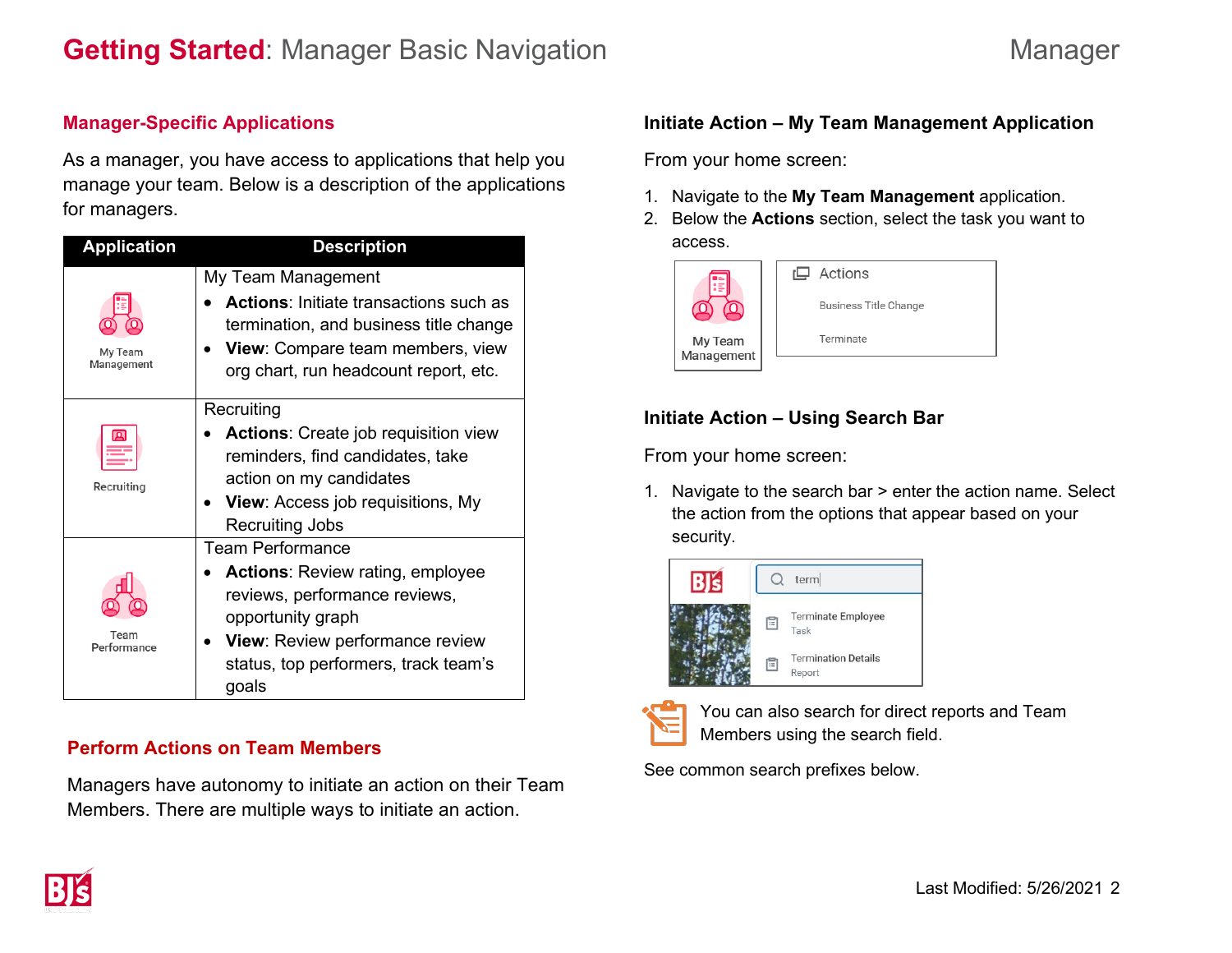# **Getting Started**: Manager Basic Navigation

## Manager-Specific Applications

As a manager, you have access to applications that help you manage your team. Below is a description of the applications for managers.

| Application | Description |
|---|---|
| My Team Management | My Team Management<br>• **Actions**: Initiate transactions such as termination, and business title change<br>• **View**: Compare team members, view org chart, run headcount report, etc. |
| Recruiting | Recruiting<br>• **Actions**: Create job requisition view reminders, find candidates, take action on my candidates<br>• **View**: Access job requisitions, My Recruiting Jobs |
| Team Performance | Team Performance<br>• **Actions**: Review rating, employee reviews, performance reviews, opportunity graph<br>• **View**: Review performance review status, top performers, track team's goals |

## Perform Actions on Team Members

Managers have autonomy to initiate an action on their Team Members. There are multiple ways to initiate an action.

### Initiate Action – My Team Management Application

From your home screen:

1. Navigate to the **My Team Management** application.
2. Below the **Actions** section, select the task you want to access.

My Team Management

Actions
Business Title Change
Terminate

### Initiate Action – Using Search Bar

From your home screen:

1. Navigate to the search bar > enter the action name. Select the action from the options that appear based on your security.

term
Terminate Employee
Task
Termination Details
Report

You can also search for direct reports and Team Members using the search field.

See common search prefixes below.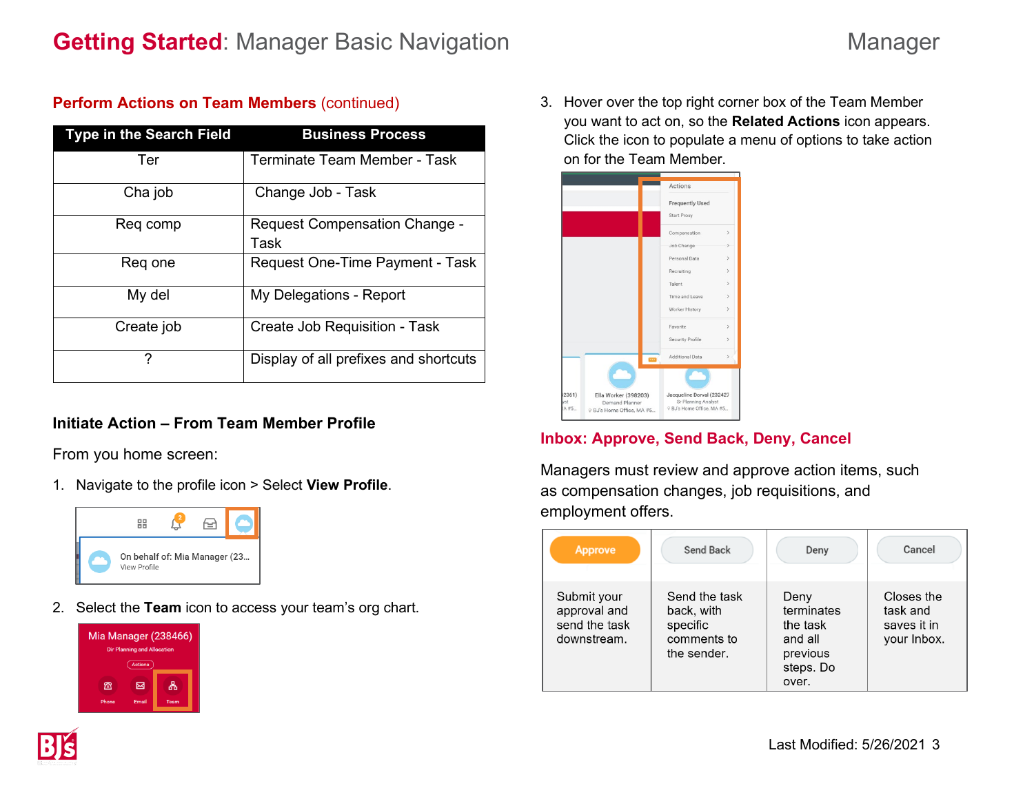# **Getting Started**: Manager Basic Navigation

## Perform Actions on Team Members (continued)

| Type in the Search Field | Business Process |
|---|---|
| Ter | Terminate Team Member - Task |
| Cha job | Change Job - Task |
| Req comp | Request Compensation Change - Task |
| Req one | Request One-Time Payment - Task |
| My del | My Delegations - Report |
| Create job | Create Job Requisition - Task |
| ? | Display of all prefixes and shortcuts |

### Initiate Action – From Team Member Profile

From you home screen:

1. Navigate to the profile icon > Select **View Profile**.

2. Select the **Team** icon to access your team's org chart.

3. Hover over the top right corner box of the Team Member you want to act on, so the **Related Actions** icon appears. Click the icon to populate a menu of options to take action on for the Team Member.

## Inbox: Approve, Send Back, Deny, Cancel

Managers must review and approve action items, such as compensation changes, job requisitions, and employment offers.

| Approve | Send Back | Deny | Cancel |
|---|---|---|---|
| Submit your approval and send the task downstream. | Send the task back, with specific comments to the sender. | Deny terminates the task and all previous steps. Do over. | Closes the task and saves it in your Inbox. |

Last Modified: 5/26/2021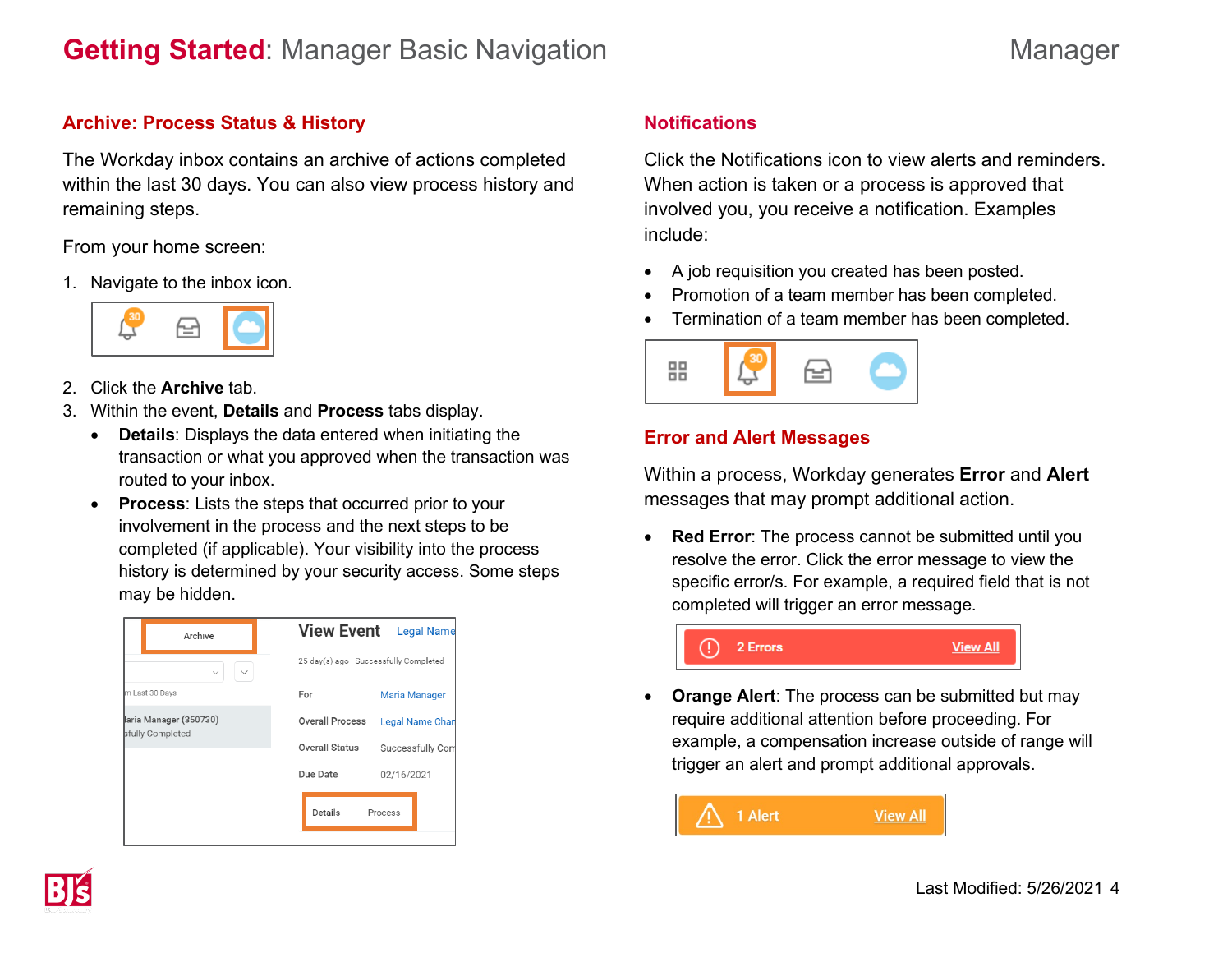## Archive: Process Status & History

The Workday inbox contains an archive of actions completed within the last 30 days. You can also view process history and remaining steps.

From your home screen:

1. Navigate to the inbox icon.
2. Click the **Archive** tab.
3. Within the event, **Details** and **Process** tabs display.
   - **Details**: Displays the data entered when initiating the transaction or what you approved when the transaction was routed to your inbox.
   - **Process**: Lists the steps that occurred prior to your involvement in the process and the next steps to be completed (if applicable). Your visibility into the process history is determined by your security access. Some steps may be hidden.

## Notifications

Click the Notifications icon to view alerts and reminders. When action is taken or a process is approved that involved you, you receive a notification. Examples include:

- A job requisition you created has been posted.
- Promotion of a team member has been completed.
- Termination of a team member has been completed.

## Error and Alert Messages

Within a process, Workday generates **Error** and **Alert** messages that may prompt additional action.

- **Red Error**: The process cannot be submitted until you resolve the error. Click the error message to view the specific error/s. For example, a required field that is not completed will trigger an error message.
- **Orange Alert**: The process can be submitted but may require additional attention before proceeding. For example, a compensation increase outside of range will trigger an alert and prompt additional approvals.

Last Modified: 5/26/2021